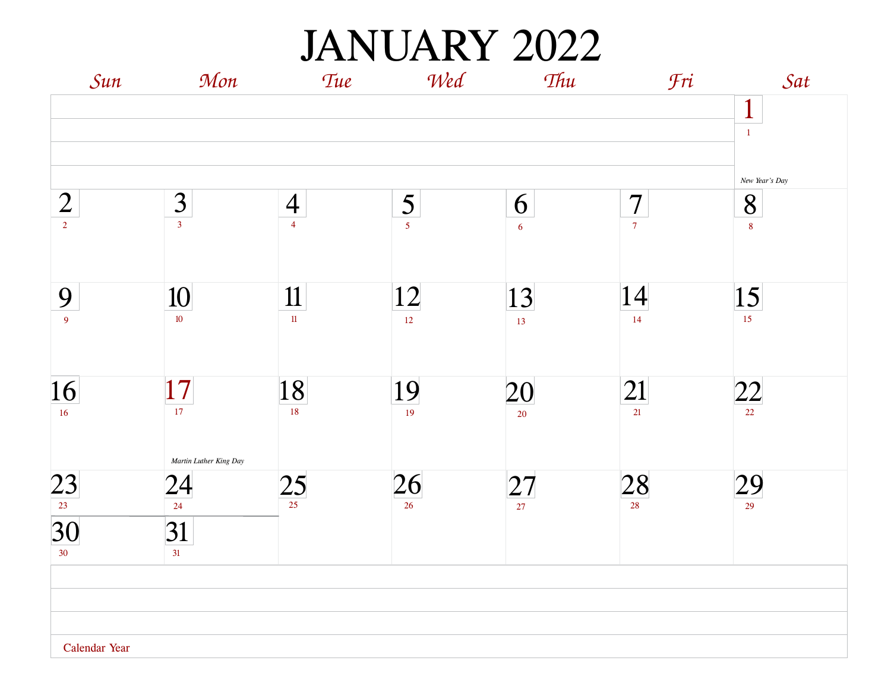# JANUARY 2022

| Sun | Mon | Tue | Wed | Thu | Fri | Sat |
|---|---|---|---|---|---|---|
| | | | | | | 1 *New Year's Day* |
| 2 | 3 | 4 | 5 | 6 | 7 | 8 |
| 9 | 10 | 11 | 12 | 13 | 14 | 15 |
| 16 | 17 *Martin Luther King Day* | 18 | 19 | 20 | 21 | 22 |
| 23 / 30 | 24 / 31 | 25 | 26 | 27 | 28 | 29 |

Calendar Year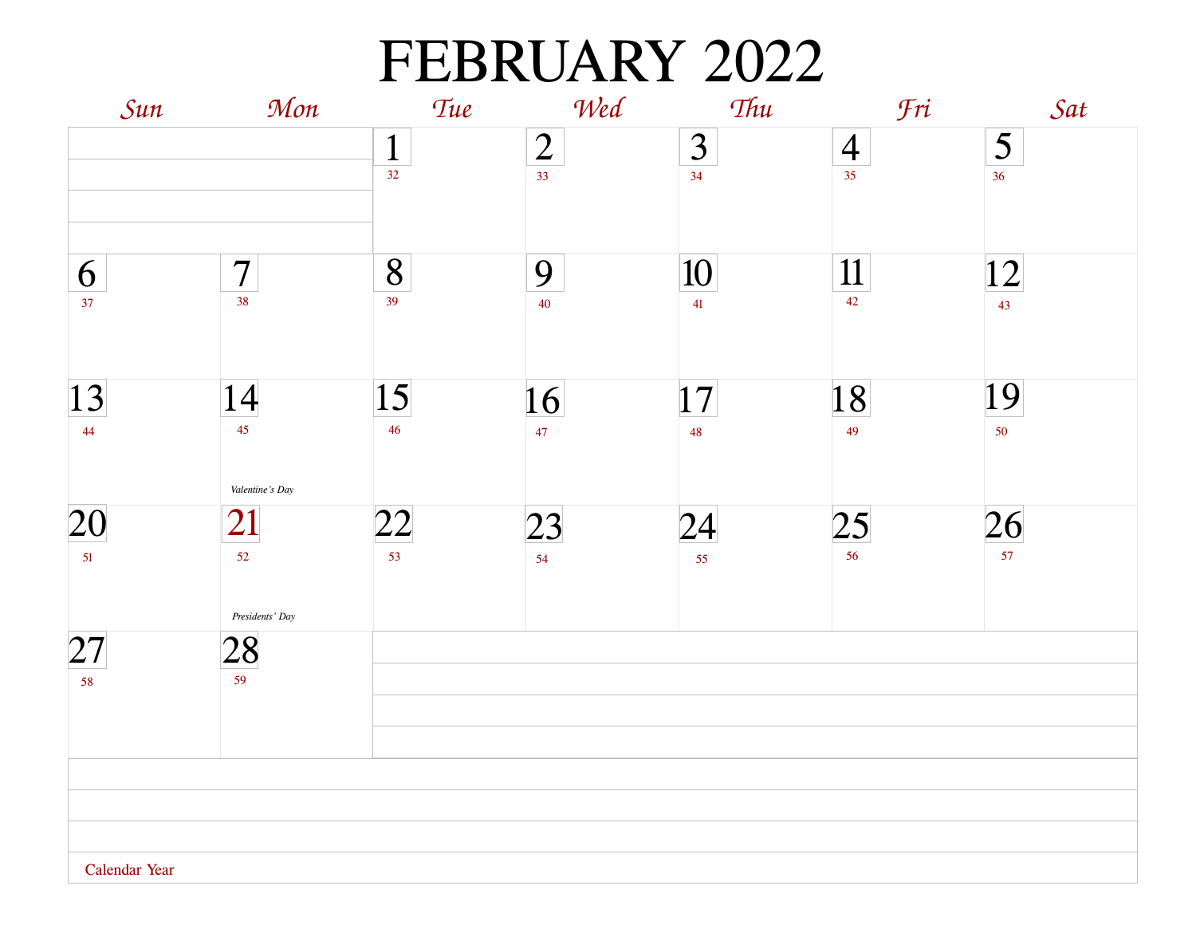# FEBRUARY 2022

| Sun | Mon | Tue | Wed | Thu | Fri | Sat |
|---|---|---|---|---|---|---|
| | | 1<br>32 | 2<br>33 | 3<br>34 | 4<br>35 | 5<br>36 |
| 6<br>37 | 7<br>38 | 8<br>39 | 9<br>40 | 10<br>41 | 11<br>42 | 12<br>43 |
| 13<br>44 | 14<br>45<br>*Valentine's Day* | 15<br>46 | 16<br>47 | 17<br>48 | 18<br>49 | 19<br>50 |
| 20<br>51 | 21<br>52<br>*Presidents' Day* | 22<br>53 | 23<br>54 | 24<br>55 | 25<br>56 | 26<br>57 |
| 27<br>58 | 28<br>59 | | | | | |

Calendar Year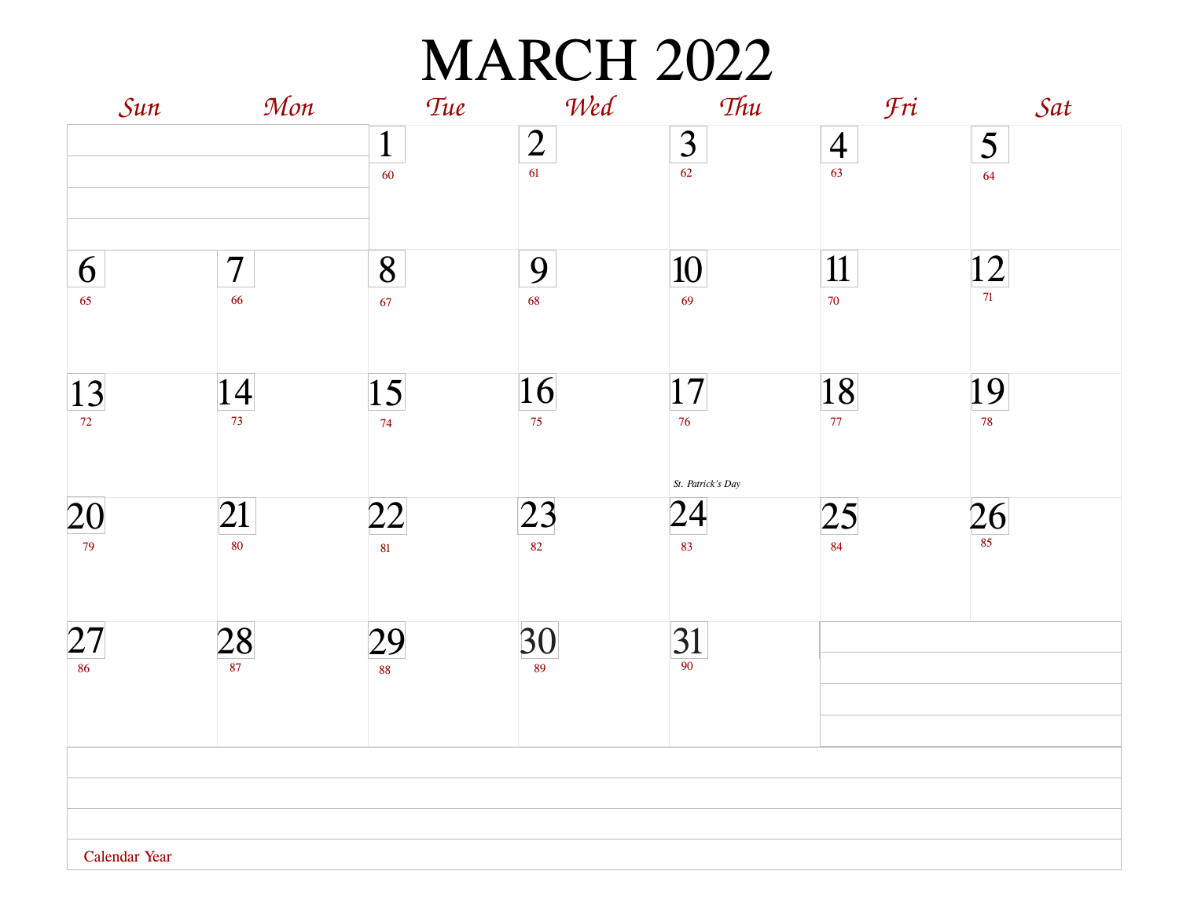# MARCH 2022

| Sun | Mon | Tue | Wed | Thu | Fri | Sat |
| --- | --- | --- | --- | --- | --- | --- |
| | | 1<br>60 | 2<br>61 | 3<br>62 | 4<br>63 | 5<br>64 |
| 6<br>65 | 7<br>66 | 8<br>67 | 9<br>68 | 10<br>69 | 11<br>70 | 12<br>71 |
| 13<br>72 | 14<br>73 | 15<br>74 | 16<br>75 | 17<br>76<br>*St. Patrick's Day* | 18<br>77 | 19<br>78 |
| 20<br>79 | 21<br>80 | 22<br>81 | 23<br>82 | 24<br>83 | 25<br>84 | 26<br>85 |
| 27<br>86 | 28<br>87 | 29<br>88 | 30<br>89 | 31<br>90 | | |

Calendar Year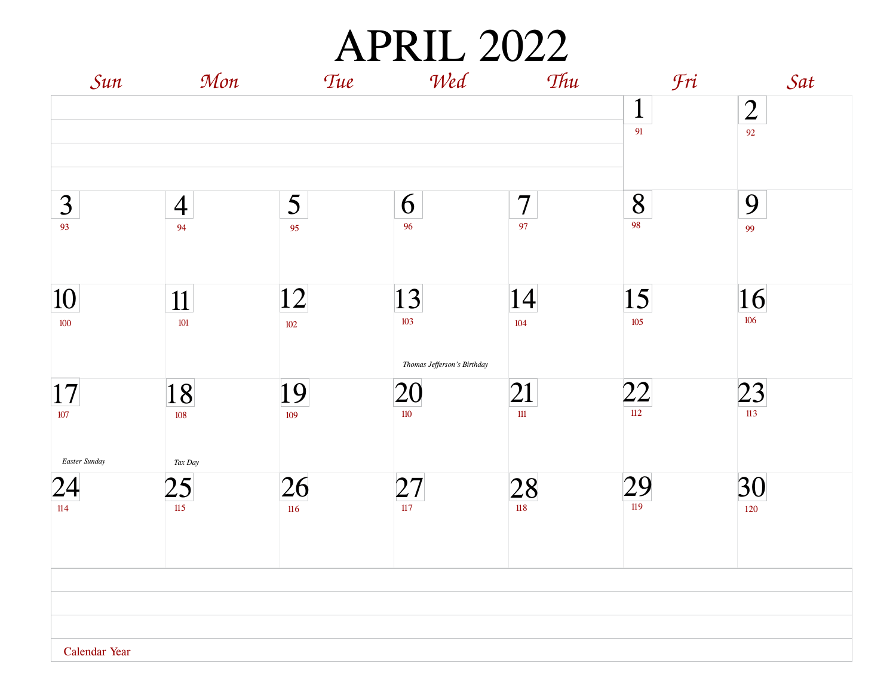# APRIL 2022

| Sun | Mon | Tue | Wed | Thu | Fri | Sat |
|---|---|---|---|---|---|---|
| | | | | | 1<br>91 | 2<br>92 |
| 3<br>93 | 4<br>94 | 5<br>95 | 6<br>96 | 7<br>97 | 8<br>98 | 9<br>99 |
| 10<br>100 | 11<br>101 | 12<br>102 | 13<br>103<br>*Thomas Jefferson's Birthday* | 14<br>104 | 15<br>105 | 16<br>106 |
| 17<br>107<br>*Easter Sunday* | 18<br>108<br>*Tax Day* | 19<br>109 | 20<br>110 | 21<br>111 | 22<br>112 | 23<br>113 |
| 24<br>114 | 25<br>115 | 26<br>116 | 27<br>117 | 28<br>118 | 29<br>119 | 30<br>120 |

Calendar Year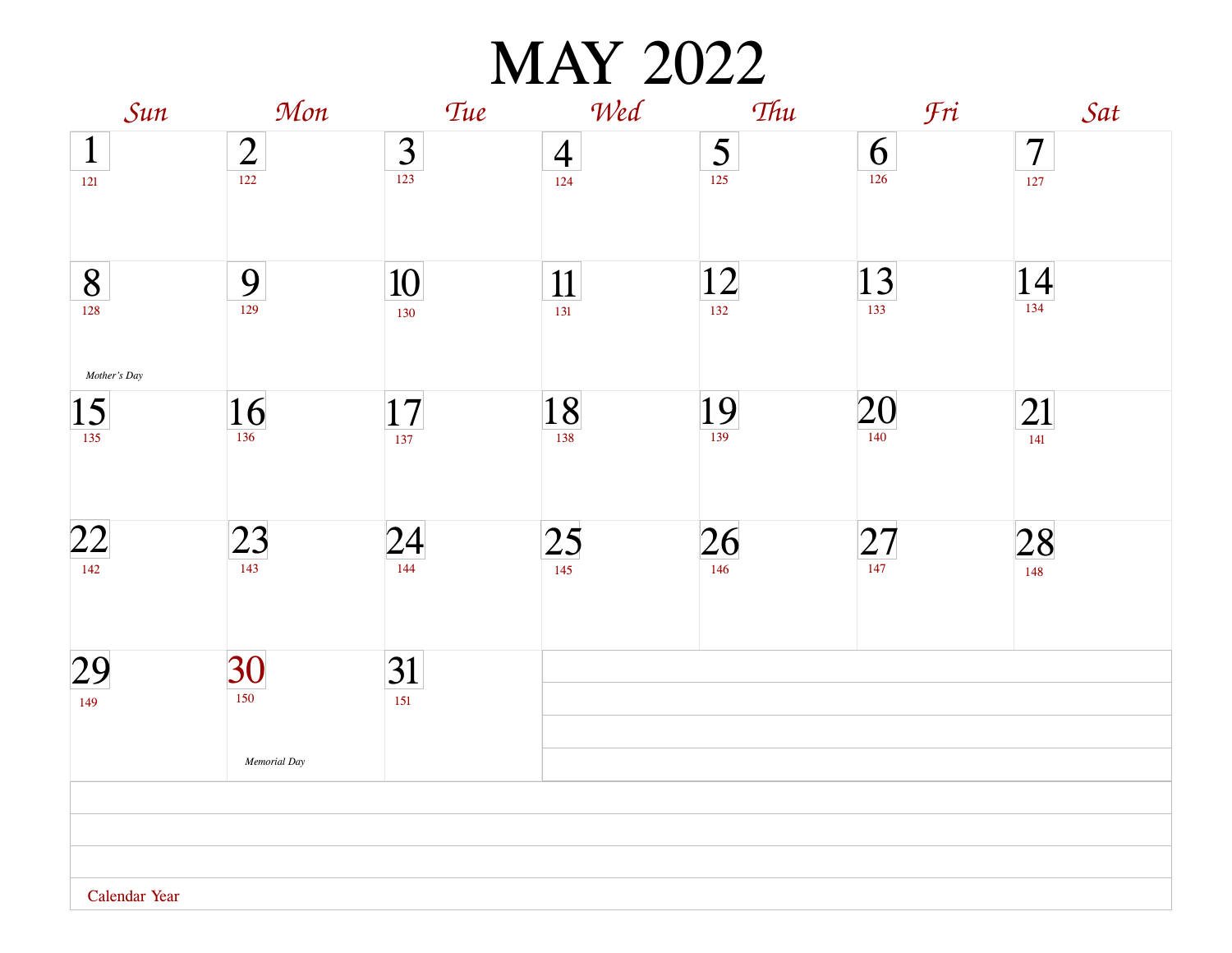# MAY 2022

| Sun | Mon | Tue | Wed | Thu | Fri | Sat |
|---|---|---|---|---|---|---|
| 1<br>121 | 2<br>122 | 3<br>123 | 4<br>124 | 5<br>125 | 6<br>126 | 7<br>127 |
| 8<br>128<br>*Mother's Day* | 9<br>129 | 10<br>130 | 11<br>131 | 12<br>132 | 13<br>133 | 14<br>134 |
| 15<br>135 | 16<br>136 | 17<br>137 | 18<br>138 | 19<br>139 | 20<br>140 | 21<br>141 |
| 22<br>142 | 23<br>143 | 24<br>144 | 25<br>145 | 26<br>146 | 27<br>147 | 28<br>148 |
| 29<br>149 | 30<br>150<br>*Memorial Day* | 31<br>151 | | | | |

Calendar Year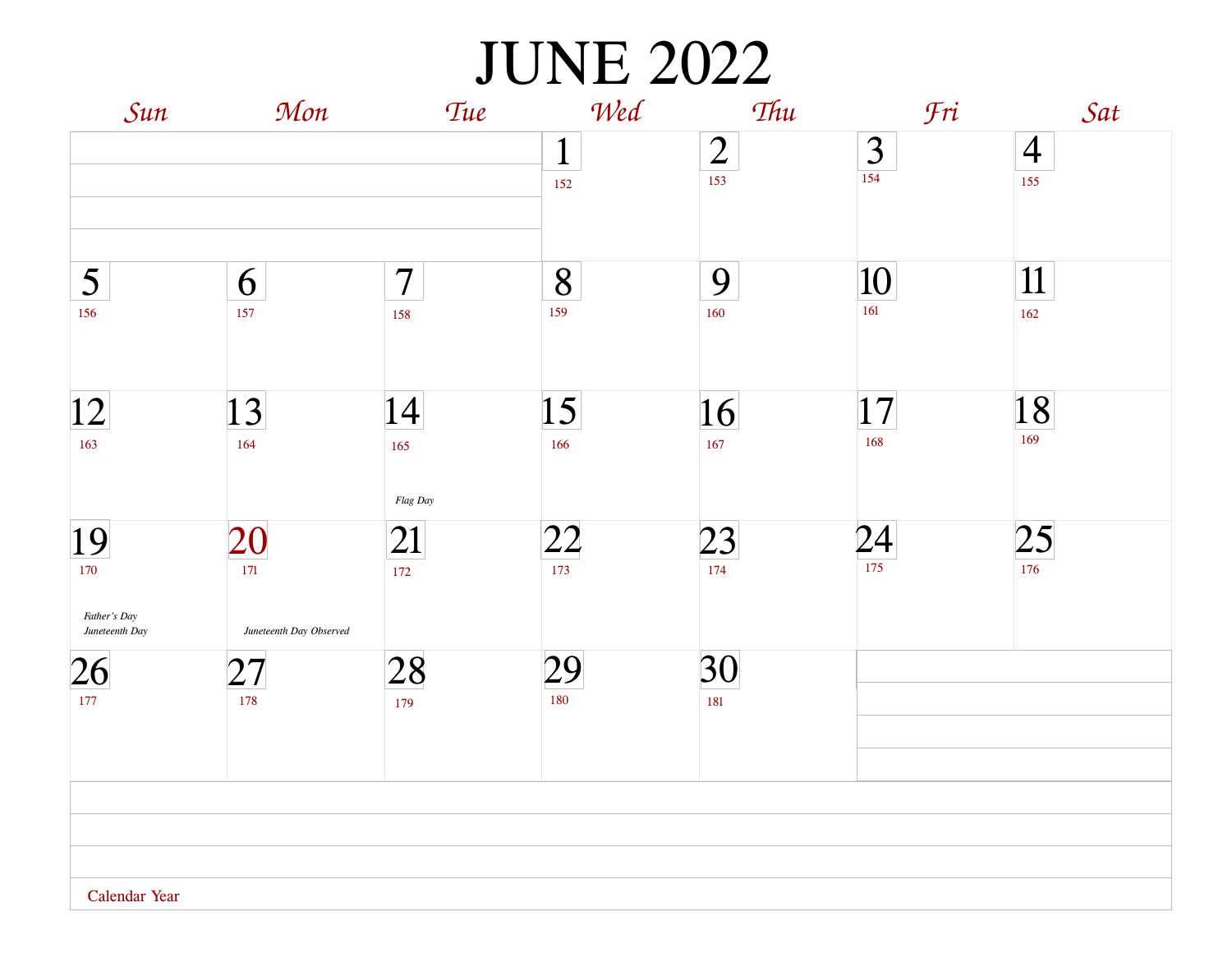# JUNE 2022

| Sun | Mon | Tue | Wed | Thu | Fri | Sat |
|---|---|---|---|---|---|---|
| | | | 1<br>152 | 2<br>153 | 3<br>154 | 4<br>155 |
| 5<br>156 | 6<br>157 | 7<br>158 | 8<br>159 | 9<br>160 | 10<br>161 | 11<br>162 |
| 12<br>163 | 13<br>164 | 14<br>165<br>*Flag Day* | 15<br>166 | 16<br>167 | 17<br>168 | 18<br>169 |
| 19<br>170<br>*Father's Day*<br>*Juneteenth Day* | 20<br>171<br>*Juneteenth Day Observed* | 21<br>172 | 22<br>173 | 23<br>174 | 24<br>175 | 25<br>176 |
| 26<br>177 | 27<br>178 | 28<br>179 | 29<br>180 | 30<br>181 | | |

Calendar Year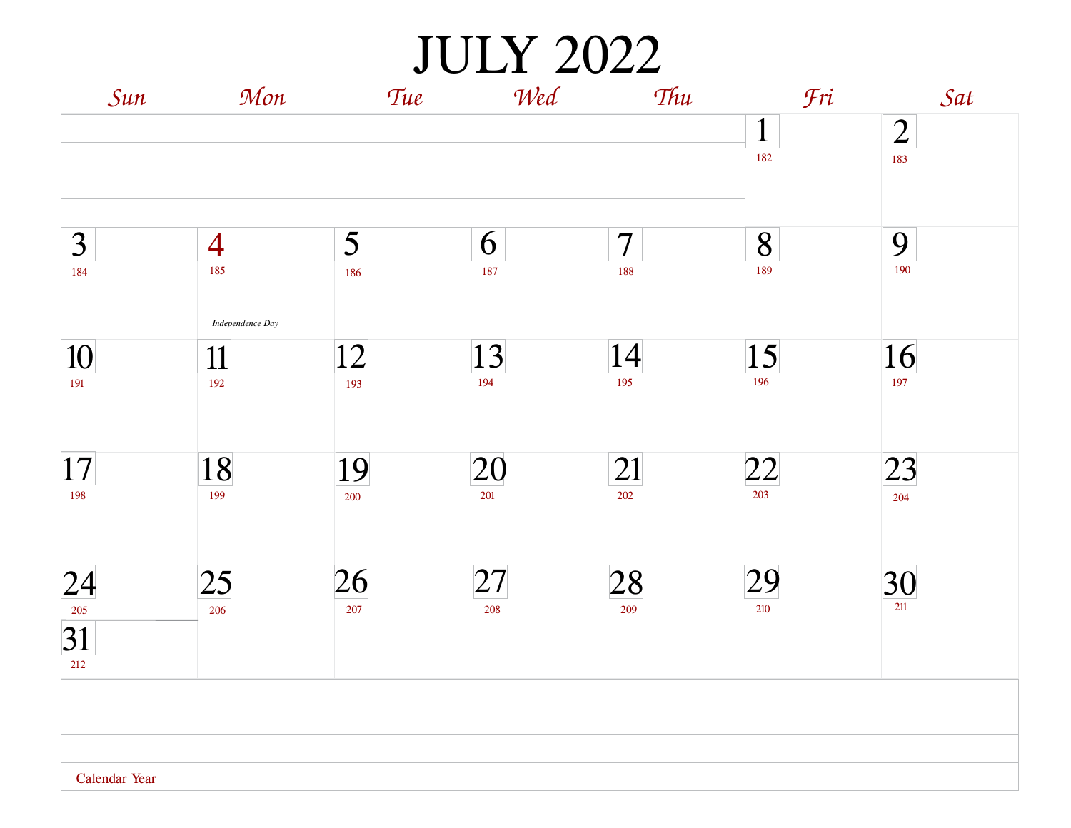# JULY 2022

| Sun | Mon | Tue | Wed | Thu | Fri | Sat |
|---|---|---|---|---|---|---|
| | | | | | 1<br>182 | 2<br>183 |
| 3<br>184 | 4<br>185<br>*Independence Day* | 5<br>186 | 6<br>187 | 7<br>188 | 8<br>189 | 9<br>190 |
| 10<br>191 | 11<br>192 | 12<br>193 | 13<br>194 | 14<br>195 | 15<br>196 | 16<br>197 |
| 17<br>198 | 18<br>199 | 19<br>200 | 20<br>201 | 21<br>202 | 22<br>203 | 23<br>204 |
| 24<br>205<br>31<br>212 | 25<br>206 | 26<br>207 | 27<br>208 | 28<br>209 | 29<br>210 | 30<br>211 |

Calendar Year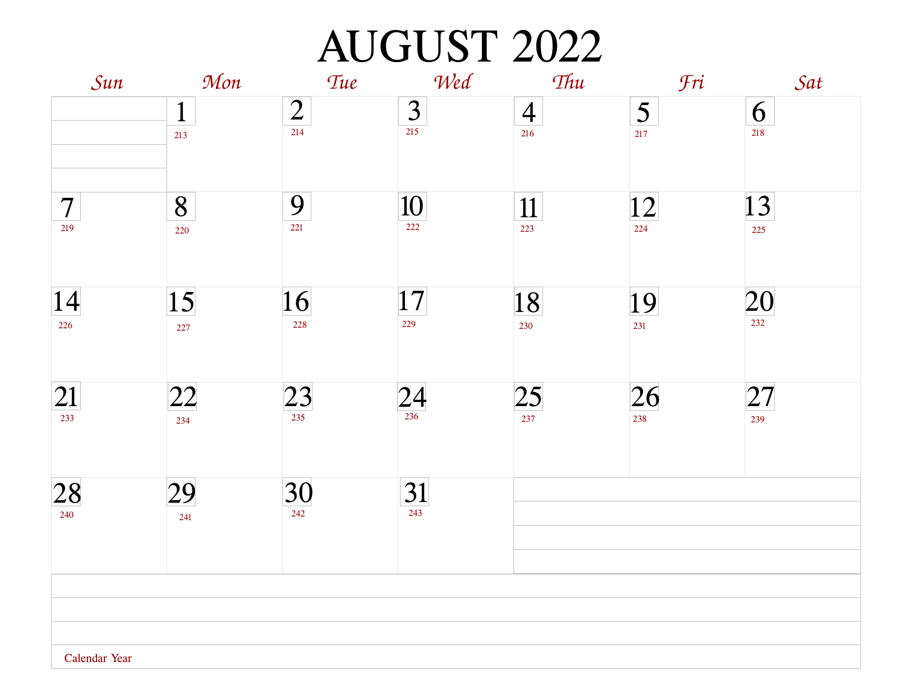# AUGUST 2022

| Sun | Mon | Tue | Wed | Thu | Fri | Sat |
|---|---|---|---|---|---|---|
| | 1 213 | 2 214 | 3 215 | 4 216 | 5 217 | 6 218 |
| 7 219 | 8 220 | 9 221 | 10 222 | 11 223 | 12 224 | 13 225 |
| 14 226 | 15 227 | 16 228 | 17 229 | 18 230 | 19 231 | 20 232 |
| 21 233 | 22 234 | 23 235 | 24 236 | 25 237 | 26 238 | 27 239 |
| 28 240 | 29 241 | 30 242 | 31 243 | | | |

Calendar Year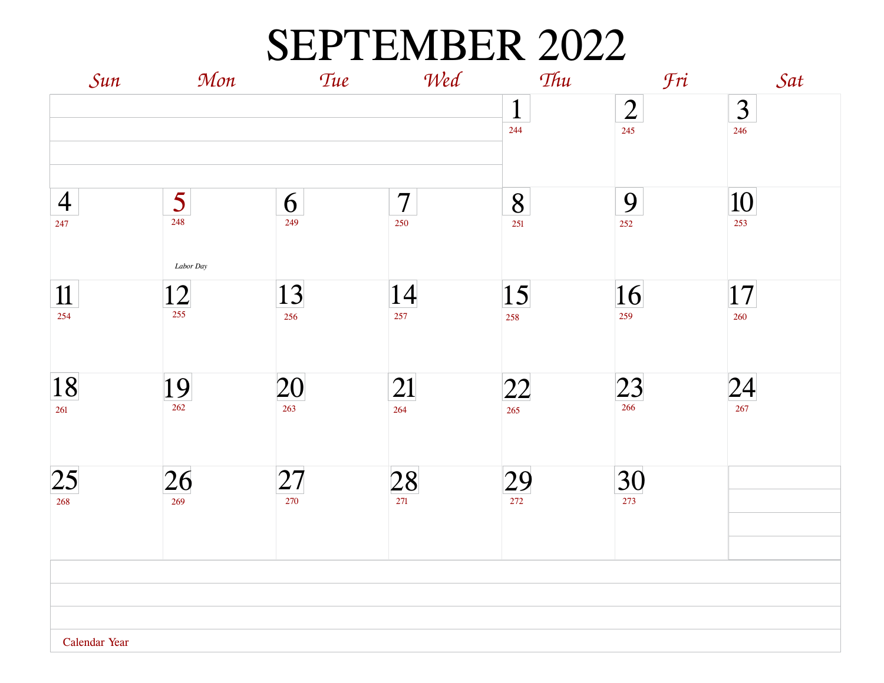# SEPTEMBER 2022

| Sun | Mon | Tue | Wed | Thu | Fri | Sat |
|---|---|---|---|---|---|---|
| | | | | 1<br>244 | 2<br>245 | 3<br>246 |
| 4<br>247 | 5<br>248<br>*Labor Day* | 6<br>249 | 7<br>250 | 8<br>251 | 9<br>252 | 10<br>253 |
| 11<br>254 | 12<br>255 | 13<br>256 | 14<br>257 | 15<br>258 | 16<br>259 | 17<br>260 |
| 18<br>261 | 19<br>262 | 20<br>263 | 21<br>264 | 22<br>265 | 23<br>266 | 24<br>267 |
| 25<br>268 | 26<br>269 | 27<br>270 | 28<br>271 | 29<br>272 | 30<br>273 | |

Calendar Year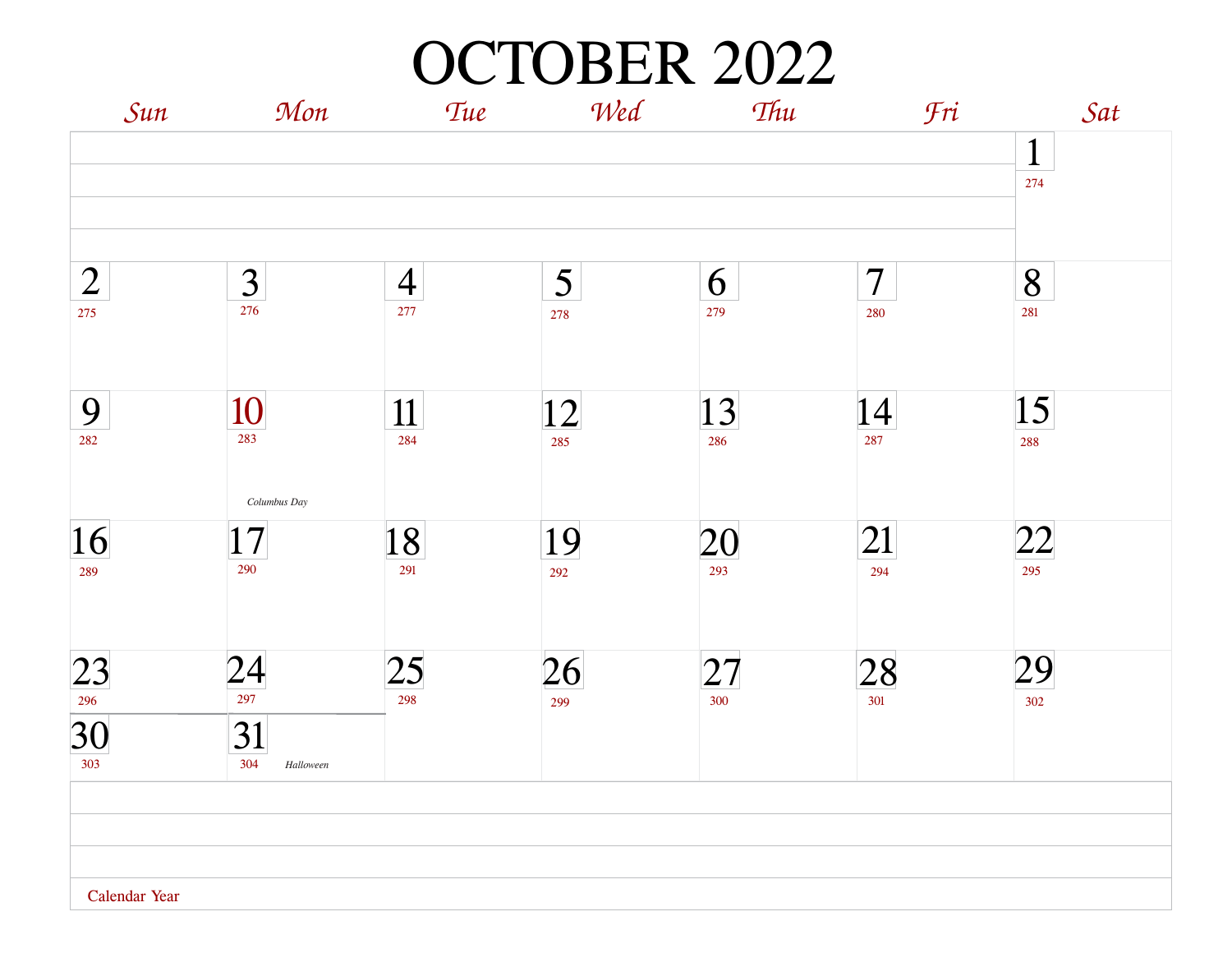# OCTOBER 2022

| Sun | Mon | Tue | Wed | Thu | Fri | Sat |
|---|---|---|---|---|---|---|
| | | | | | | 1 274 |
| 2 275 | 3 276 | 4 277 | 5 278 | 6 279 | 7 280 | 8 281 |
| 9 282 | 10 283 *Columbus Day* | 11 284 | 12 285 | 13 286 | 14 287 | 15 288 |
| 16 289 | 17 290 | 18 291 | 19 292 | 20 293 | 21 294 | 22 295 |
| 23 296 / 30 303 | 24 297 / 31 304 *Halloween* | 25 298 | 26 299 | 27 300 | 28 301 | 29 302 |

Calendar Year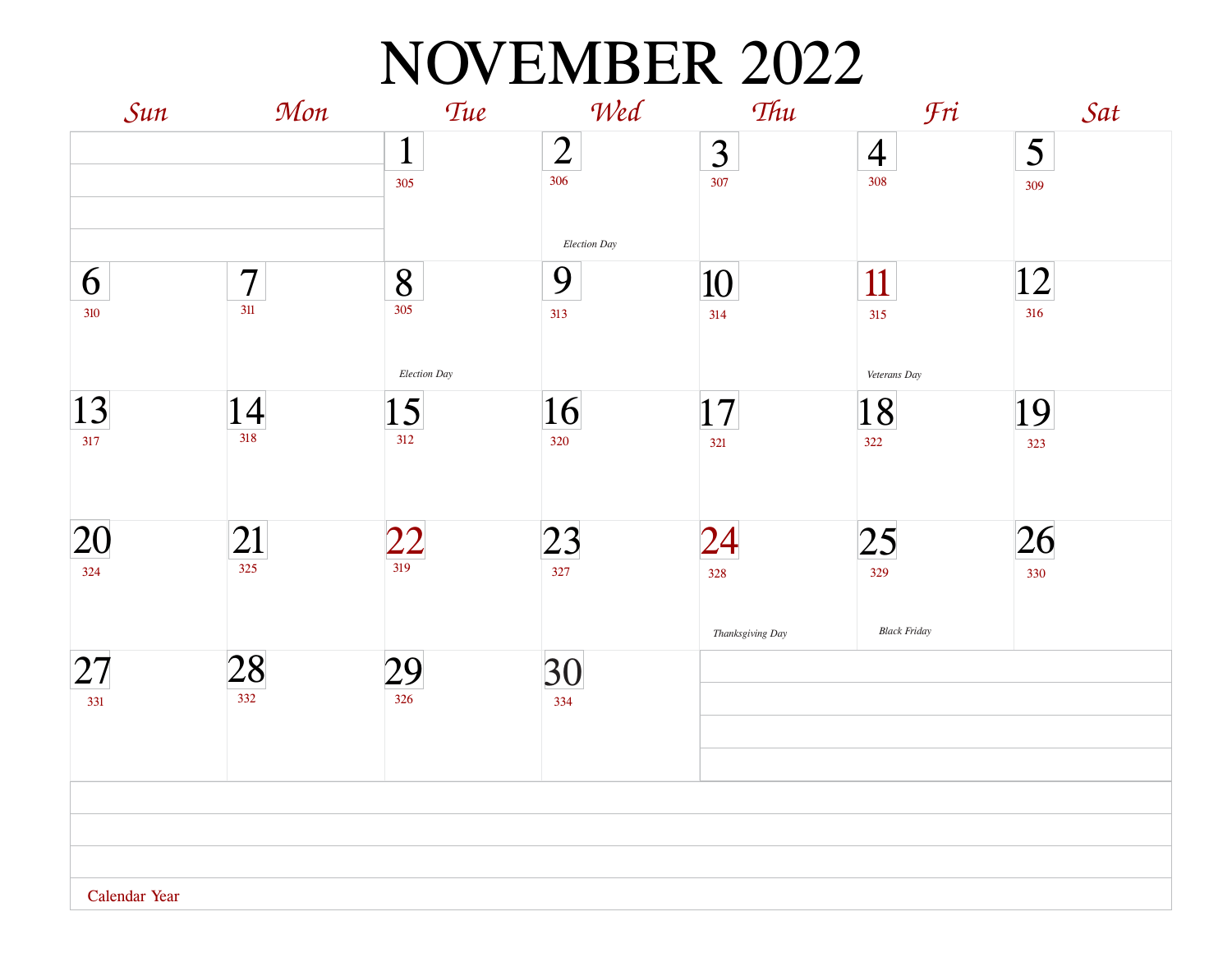# NOVEMBER 2022

| Sun | Mon | Tue | Wed | Thu | Fri | Sat |
|---|---|---|---|---|---|---|
| | | 1<br>305 | 2<br>306<br>*Election Day* | 3<br>307 | 4<br>308 | 5<br>309 |
| 6<br>310 | 7<br>311 | 8<br>305<br>*Election Day* | 9<br>313 | 10<br>314 | 11<br>315<br>*Veterans Day* | 12<br>316 |
| 13<br>317 | 14<br>318 | 15<br>312 | 16<br>320 | 17<br>321 | 18<br>322 | 19<br>323 |
| 20<br>324 | 21<br>325 | 22<br>319 | 23<br>327 | 24<br>328<br>*Thanksgiving Day* | 25<br>329<br>*Black Friday* | 26<br>330 |
| 27<br>331 | 28<br>332 | 29<br>326 | 30<br>334 | | | |

Calendar Year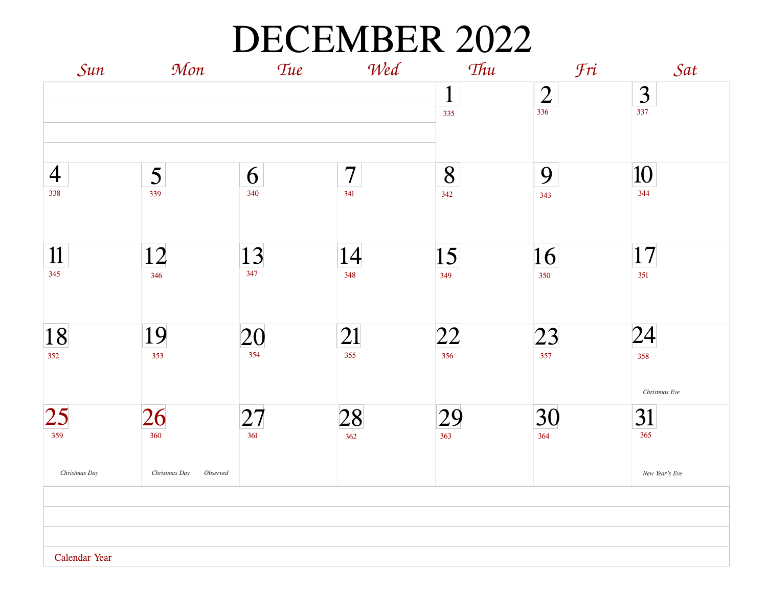# DECEMBER 2022

| Sun | Mon | Tue | Wed | Thu | Fri | Sat |
|---|---|---|---|---|---|---|
| | | | | 1<br>335 | 2<br>336 | 3<br>337 |
| 4<br>338 | 5<br>339 | 6<br>340 | 7<br>341 | 8<br>342 | 9<br>343 | 10<br>344 |
| 11<br>345 | 12<br>346 | 13<br>347 | 14<br>348 | 15<br>349 | 16<br>350 | 17<br>351 |
| 18<br>352 | 19<br>353 | 20<br>354 | 21<br>355 | 22<br>356 | 23<br>357 | 24<br>358<br>*Christmas Eve* |
| 25<br>359<br>*Christmas Day* | 26<br>360<br>*Christmas Day Observed* | 27<br>361 | 28<br>362 | 29<br>363 | 30<br>364 | 31<br>365<br>*New Year's Eve* |

Calendar Year